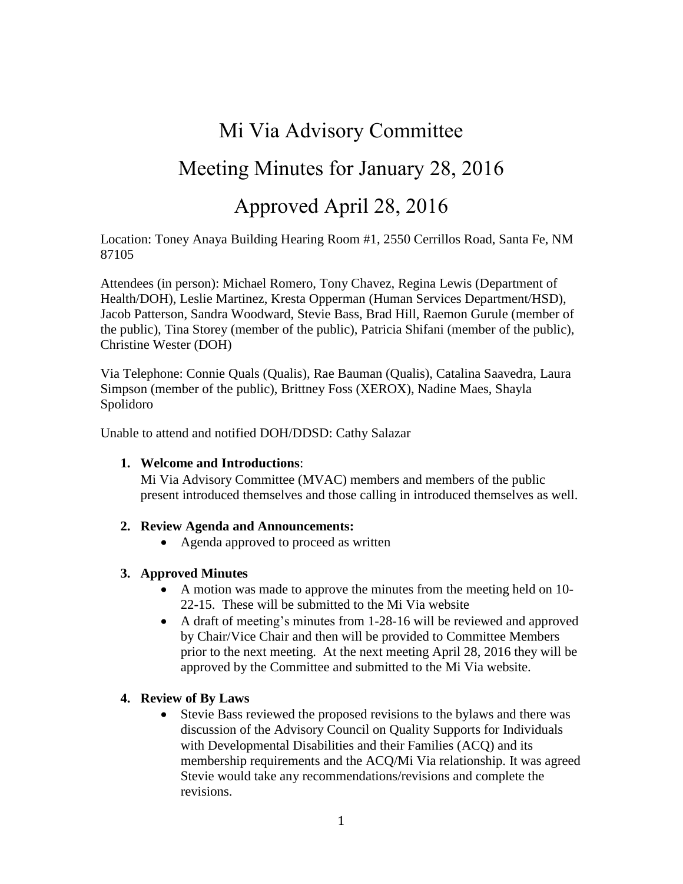# Mi Via Advisory Committee

# Meeting Minutes for January 28, 2016

# Approved April 28, 2016

Location: Toney Anaya Building Hearing Room #1, 2550 Cerrillos Road, Santa Fe, NM 87105

Attendees (in person): Michael Romero, Tony Chavez, Regina Lewis (Department of Health/DOH), Leslie Martinez, Kresta Opperman (Human Services Department/HSD), Jacob Patterson, Sandra Woodward, Stevie Bass, Brad Hill, Raemon Gurule (member of the public), Tina Storey (member of the public), Patricia Shifani (member of the public), Christine Wester (DOH)

Via Telephone: Connie Quals (Qualis), Rae Bauman (Qualis), Catalina Saavedra, Laura Simpson (member of the public), Brittney Foss (XEROX), Nadine Maes, Shayla Spolidoro

Unable to attend and notified DOH/DDSD: Cathy Salazar

1. **Welcome and Introductions**:
   Mi Via Advisory Committee (MVAC) members and members of the public present introduced themselves and those calling in introduced themselves as well.

2. **Review Agenda and Announcements:**
   - Agenda approved to proceed as written

3. **Approved Minutes**
   - A motion was made to approve the minutes from the meeting held on 10-22-15. These will be submitted to the Mi Via website
   - A draft of meeting's minutes from 1-28-16 will be reviewed and approved by Chair/Vice Chair and then will be provided to Committee Members prior to the next meeting. At the next meeting April 28, 2016 they will be approved by the Committee and submitted to the Mi Via website.

4. **Review of By Laws**
   - Stevie Bass reviewed the proposed revisions to the bylaws and there was discussion of the Advisory Council on Quality Supports for Individuals with Developmental Disabilities and their Families (ACQ) and its membership requirements and the ACQ/Mi Via relationship. It was agreed Stevie would take any recommendations/revisions and complete the revisions.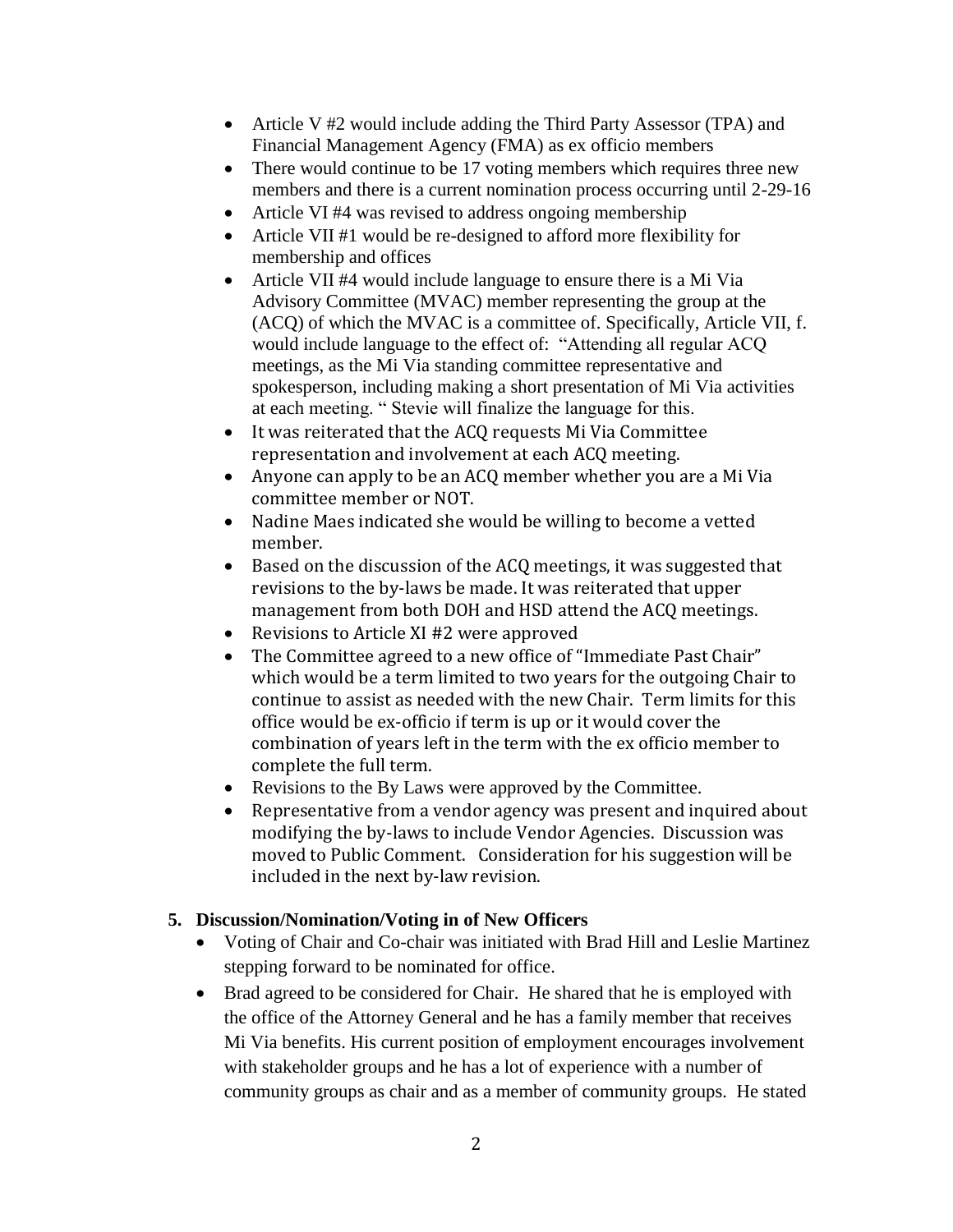- Article V #2 would include adding the Third Party Assessor (TPA) and Financial Management Agency (FMA) as ex officio members
- There would continue to be 17 voting members which requires three new members and there is a current nomination process occurring until 2-29-16
- Article VI #4 was revised to address ongoing membership
- Article VII #1 would be re-designed to afford more flexibility for membership and offices
- Article VII #4 would include language to ensure there is a Mi Via Advisory Committee (MVAC) member representing the group at the (ACQ) of which the MVAC is a committee of. Specifically, Article VII, f. would include language to the effect of: "Attending all regular ACQ meetings, as the Mi Via standing committee representative and spokesperson, including making a short presentation of Mi Via activities at each meeting. " Stevie will finalize the language for this.
- It was reiterated that the ACQ requests Mi Via Committee representation and involvement at each ACQ meeting.
- Anyone can apply to be an ACQ member whether you are a Mi Via committee member or NOT.
- Nadine Maes indicated she would be willing to become a vetted member.
- Based on the discussion of the ACQ meetings, it was suggested that revisions to the by-laws be made. It was reiterated that upper management from both DOH and HSD attend the ACQ meetings.
- Revisions to Article XI #2 were approved
- The Committee agreed to a new office of "Immediate Past Chair" which would be a term limited to two years for the outgoing Chair to continue to assist as needed with the new Chair. Term limits for this office would be ex-officio if term is up or it would cover the combination of years left in the term with the ex officio member to complete the full term.
- Revisions to the By Laws were approved by the Committee.
- Representative from a vendor agency was present and inquired about modifying the by-laws to include Vendor Agencies. Discussion was moved to Public Comment. Consideration for his suggestion will be included in the next by-law revision.

**5. Discussion/Nomination/Voting in of New Officers**

- Voting of Chair and Co-chair was initiated with Brad Hill and Leslie Martinez stepping forward to be nominated for office.
- Brad agreed to be considered for Chair. He shared that he is employed with the office of the Attorney General and he has a family member that receives Mi Via benefits. His current position of employment encourages involvement with stakeholder groups and he has a lot of experience with a number of community groups as chair and as a member of community groups. He stated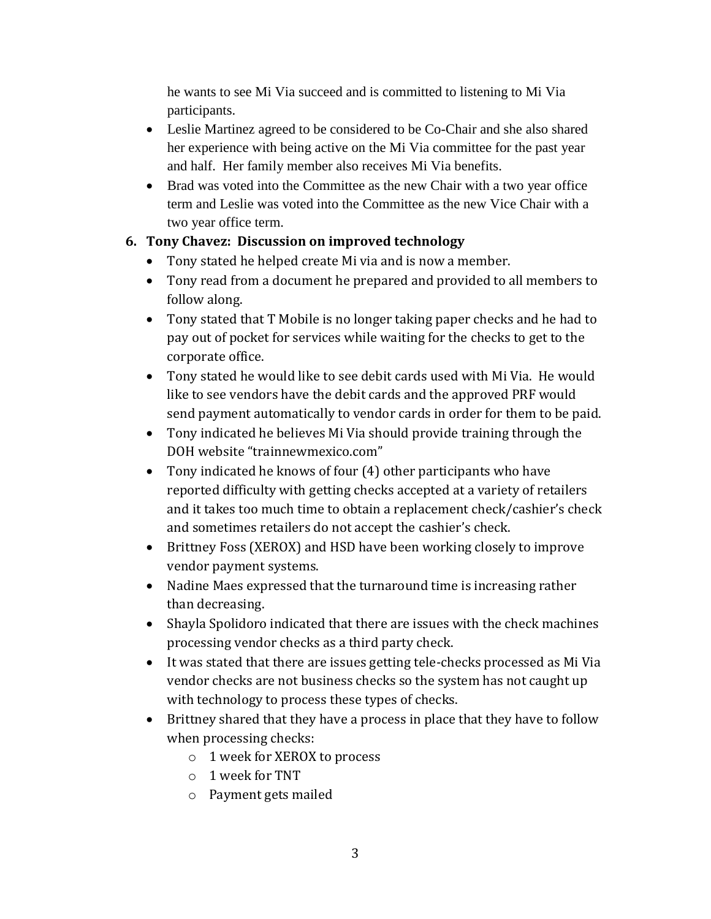he wants to see Mi Via succeed and is committed to listening to Mi Via participants.

- Leslie Martinez agreed to be considered to be Co-Chair and she also shared her experience with being active on the Mi Via committee for the past year and half. Her family member also receives Mi Via benefits.
- Brad was voted into the Committee as the new Chair with a two year office term and Leslie was voted into the Committee as the new Vice Chair with a two year office term.

**6. Tony Chavez: Discussion on improved technology**

- Tony stated he helped create Mi via and is now a member.
- Tony read from a document he prepared and provided to all members to follow along.
- Tony stated that T Mobile is no longer taking paper checks and he had to pay out of pocket for services while waiting for the checks to get to the corporate office.
- Tony stated he would like to see debit cards used with Mi Via. He would like to see vendors have the debit cards and the approved PRF would send payment automatically to vendor cards in order for them to be paid.
- Tony indicated he believes Mi Via should provide training through the DOH website "trainnewmexico.com"
- Tony indicated he knows of four (4) other participants who have reported difficulty with getting checks accepted at a variety of retailers and it takes too much time to obtain a replacement check/cashier's check and sometimes retailers do not accept the cashier's check.
- Brittney Foss (XEROX) and HSD have been working closely to improve vendor payment systems.
- Nadine Maes expressed that the turnaround time is increasing rather than decreasing.
- Shayla Spolidoro indicated that there are issues with the check machines processing vendor checks as a third party check.
- It was stated that there are issues getting tele-checks processed as Mi Via vendor checks are not business checks so the system has not caught up with technology to process these types of checks.
- Brittney shared that they have a process in place that they have to follow when processing checks:
  - 1 week for XEROX to process
  - 1 week for TNT
  - Payment gets mailed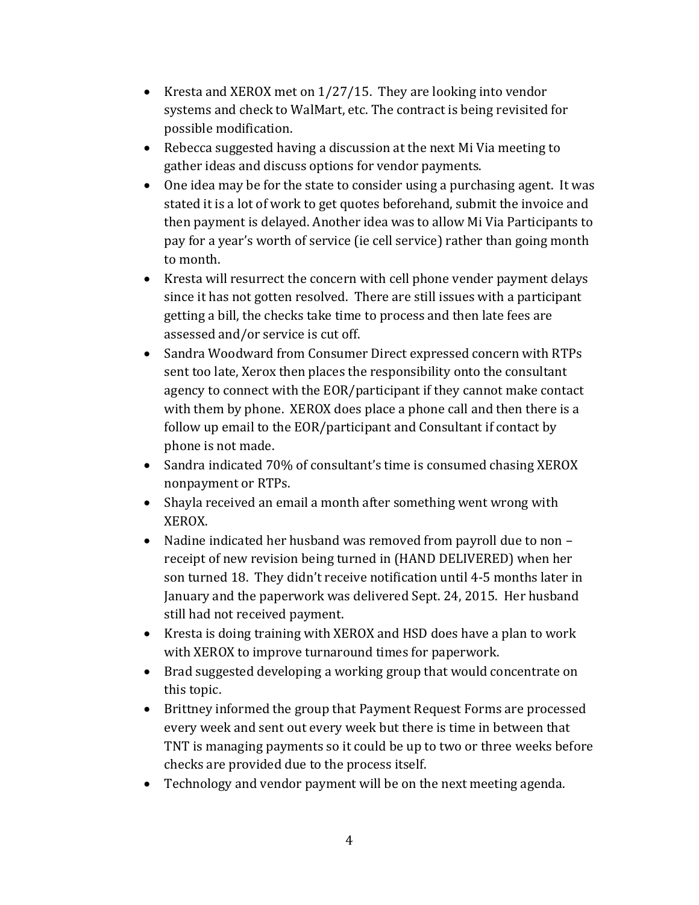- Kresta and XEROX met on 1/27/15. They are looking into vendor systems and check to WalMart, etc. The contract is being revisited for possible modification.
- Rebecca suggested having a discussion at the next Mi Via meeting to gather ideas and discuss options for vendor payments.
- One idea may be for the state to consider using a purchasing agent. It was stated it is a lot of work to get quotes beforehand, submit the invoice and then payment is delayed. Another idea was to allow Mi Via Participants to pay for a year's worth of service (ie cell service) rather than going month to month.
- Kresta will resurrect the concern with cell phone vender payment delays since it has not gotten resolved. There are still issues with a participant getting a bill, the checks take time to process and then late fees are assessed and/or service is cut off.
- Sandra Woodward from Consumer Direct expressed concern with RTPs sent too late, Xerox then places the responsibility onto the consultant agency to connect with the EOR/participant if they cannot make contact with them by phone. XEROX does place a phone call and then there is a follow up email to the EOR/participant and Consultant if contact by phone is not made.
- Sandra indicated 70% of consultant's time is consumed chasing XEROX nonpayment or RTPs.
- Shayla received an email a month after something went wrong with XEROX.
- Nadine indicated her husband was removed from payroll due to non – receipt of new revision being turned in (HAND DELIVERED) when her son turned 18. They didn't receive notification until 4-5 months later in January and the paperwork was delivered Sept. 24, 2015. Her husband still had not received payment.
- Kresta is doing training with XEROX and HSD does have a plan to work with XEROX to improve turnaround times for paperwork.
- Brad suggested developing a working group that would concentrate on this topic.
- Brittney informed the group that Payment Request Forms are processed every week and sent out every week but there is time in between that TNT is managing payments so it could be up to two or three weeks before checks are provided due to the process itself.
- Technology and vendor payment will be on the next meeting agenda.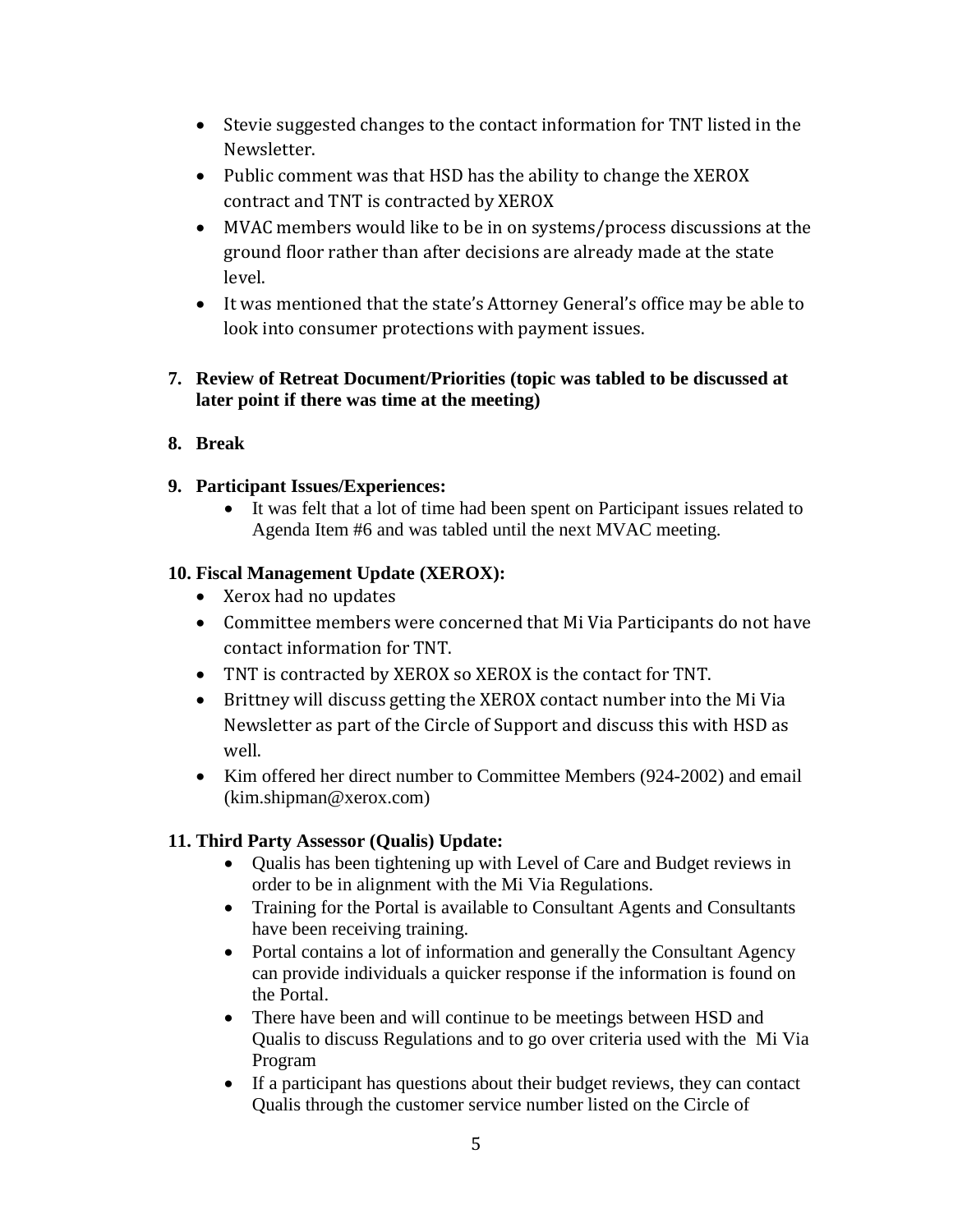- Stevie suggested changes to the contact information for TNT listed in the Newsletter.
- Public comment was that HSD has the ability to change the XEROX contract and TNT is contracted by XEROX
- MVAC members would like to be in on systems/process discussions at the ground floor rather than after decisions are already made at the state level.
- It was mentioned that the state's Attorney General's office may be able to look into consumer protections with payment issues.

**7. Review of Retreat Document/Priorities (topic was tabled to be discussed at later point if there was time at the meeting)**

**8. Break**

**9. Participant Issues/Experiences:**

- It was felt that a lot of time had been spent on Participant issues related to Agenda Item #6 and was tabled until the next MVAC meeting.

**10. Fiscal Management Update (XEROX):**

- Xerox had no updates
- Committee members were concerned that Mi Via Participants do not have contact information for TNT.
- TNT is contracted by XEROX so XEROX is the contact for TNT.
- Brittney will discuss getting the XEROX contact number into the Mi Via Newsletter as part of the Circle of Support and discuss this with HSD as well.
- Kim offered her direct number to Committee Members (924-2002) and email (kim.shipman@xerox.com)

**11. Third Party Assessor (Qualis) Update:**

- Qualis has been tightening up with Level of Care and Budget reviews in order to be in alignment with the Mi Via Regulations.
- Training for the Portal is available to Consultant Agents and Consultants have been receiving training.
- Portal contains a lot of information and generally the Consultant Agency can provide individuals a quicker response if the information is found on the Portal.
- There have been and will continue to be meetings between HSD and Qualis to discuss Regulations and to go over criteria used with the Mi Via Program
- If a participant has questions about their budget reviews, they can contact Qualis through the customer service number listed on the Circle of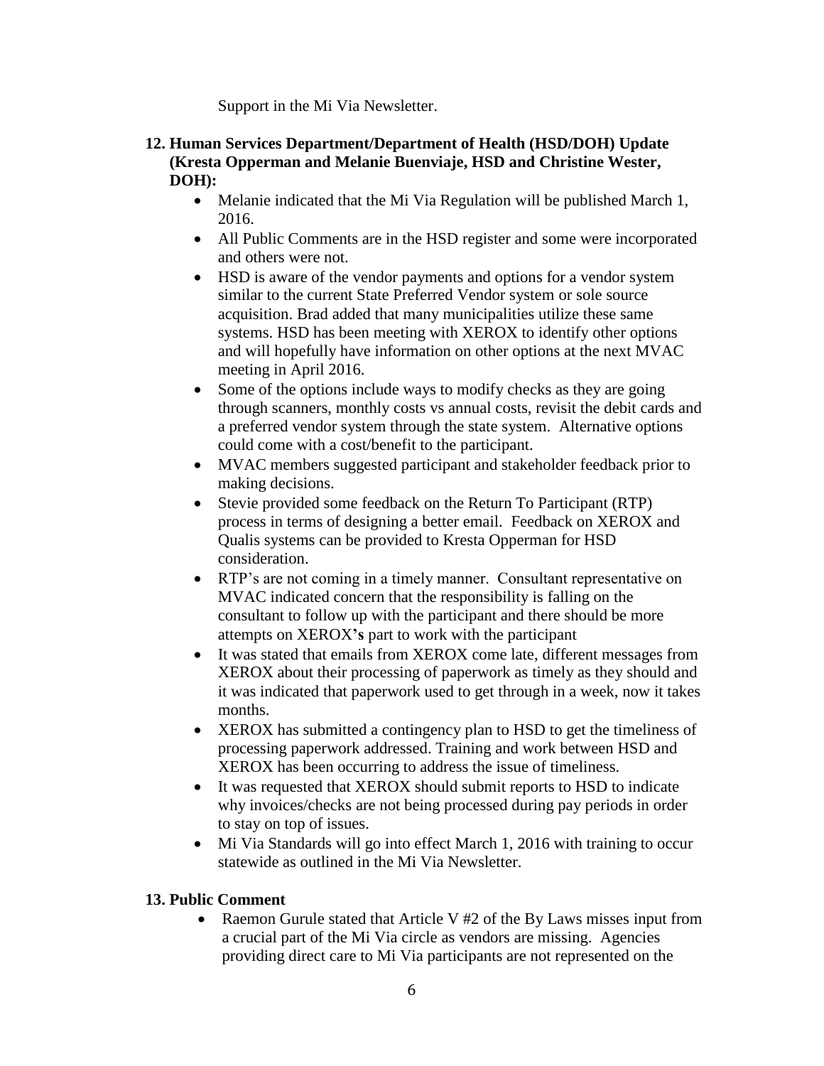Support in the Mi Via Newsletter.

**12. Human Services Department/Department of Health (HSD/DOH) Update (Kresta Opperman and Melanie Buenviaje, HSD and Christine Wester, DOH):**

- Melanie indicated that the Mi Via Regulation will be published March 1, 2016.
- All Public Comments are in the HSD register and some were incorporated and others were not.
- HSD is aware of the vendor payments and options for a vendor system similar to the current State Preferred Vendor system or sole source acquisition. Brad added that many municipalities utilize these same systems. HSD has been meeting with XEROX to identify other options and will hopefully have information on other options at the next MVAC meeting in April 2016.
- Some of the options include ways to modify checks as they are going through scanners, monthly costs vs annual costs, revisit the debit cards and a preferred vendor system through the state system. Alternative options could come with a cost/benefit to the participant.
- MVAC members suggested participant and stakeholder feedback prior to making decisions.
- Stevie provided some feedback on the Return To Participant (RTP) process in terms of designing a better email. Feedback on XEROX and Qualis systems can be provided to Kresta Opperman for HSD consideration.
- RTP's are not coming in a timely manner. Consultant representative on MVAC indicated concern that the responsibility is falling on the consultant to follow up with the participant and there should be more attempts on XEROX**'s** part to work with the participant
- It was stated that emails from XEROX come late, different messages from XEROX about their processing of paperwork as timely as they should and it was indicated that paperwork used to get through in a week, now it takes months.
- XEROX has submitted a contingency plan to HSD to get the timeliness of processing paperwork addressed. Training and work between HSD and XEROX has been occurring to address the issue of timeliness.
- It was requested that XEROX should submit reports to HSD to indicate why invoices/checks are not being processed during pay periods in order to stay on top of issues.
- Mi Via Standards will go into effect March 1, 2016 with training to occur statewide as outlined in the Mi Via Newsletter.

**13. Public Comment**

- Raemon Gurule stated that Article V #2 of the By Laws misses input from a crucial part of the Mi Via circle as vendors are missing. Agencies providing direct care to Mi Via participants are not represented on the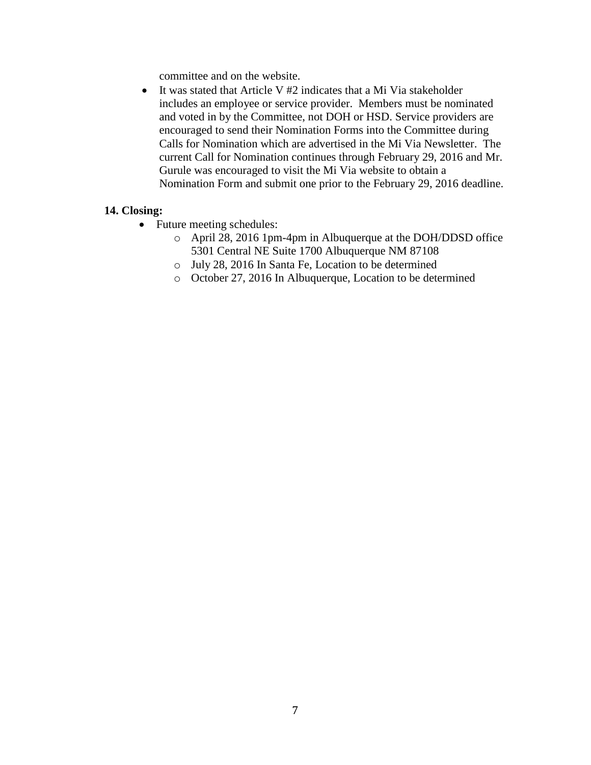committee and on the website.

- It was stated that Article V #2 indicates that a Mi Via stakeholder includes an employee or service provider. Members must be nominated and voted in by the Committee, not DOH or HSD. Service providers are encouraged to send their Nomination Forms into the Committee during Calls for Nomination which are advertised in the Mi Via Newsletter. The current Call for Nomination continues through February 29, 2016 and Mr. Gurule was encouraged to visit the Mi Via website to obtain a Nomination Form and submit one prior to the February 29, 2016 deadline.

**14. Closing:**

- Future meeting schedules:
  - April 28, 2016 1pm-4pm in Albuquerque at the DOH/DDSD office 5301 Central NE Suite 1700 Albuquerque NM 87108
  - July 28, 2016 In Santa Fe, Location to be determined
  - October 27, 2016 In Albuquerque, Location to be determined